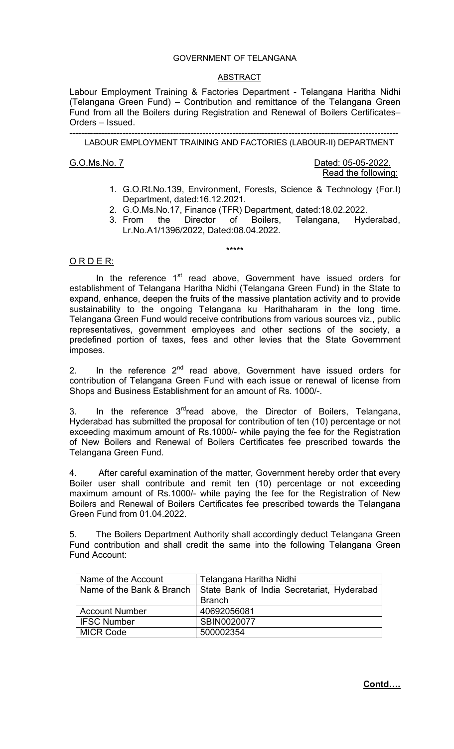GOVERNMENT OF TELANGANA

ABSTRACT

Labour Employment Training & Factories Department - Telangana Haritha Nidhi (Telangana Green Fund) – Contribution and remittance of the Telangana Green Fund from all the Boilers during Registration and Renewal of Boilers Certificates– Orders – Issued.

---

LABOUR EMPLOYMENT TRAINING AND FACTORIES (LABOUR-II) DEPARTMENT

G.O.Ms.No. 7 Dated: 05-05-2022.

Read the following:

1. G.O.Rt.No.139, Environment, Forests, Science & Technology (For.I) Department, dated:16.12.2021.
2. G.O.Ms.No.17, Finance (TFR) Department, dated:18.02.2022.
3. From the Director of Boilers, Telangana, Hyderabad, Lr.No.A1/1396/2022, Dated:08.04.2022.

\*\*\*\*\*

O R D E R:

In the reference 1st read above, Government have issued orders for establishment of Telangana Haritha Nidhi (Telangana Green Fund) in the State to expand, enhance, deepen the fruits of the massive plantation activity and to provide sustainability to the ongoing Telangana ku Harithaharam in the long time. Telangana Green Fund would receive contributions from various sources viz., public representatives, government employees and other sections of the society, a predefined portion of taxes, fees and other levies that the State Government imposes.

2. In the reference 2nd read above, Government have issued orders for contribution of Telangana Green Fund with each issue or renewal of license from Shops and Business Establishment for an amount of Rs. 1000/-.

3. In the reference 3rd read above, the Director of Boilers, Telangana, Hyderabad has submitted the proposal for contribution of ten (10) percentage or not exceeding maximum amount of Rs.1000/- while paying the fee for the Registration of New Boilers and Renewal of Boilers Certificates fee prescribed towards the Telangana Green Fund.

4. After careful examination of the matter, Government hereby order that every Boiler user shall contribute and remit ten (10) percentage or not exceeding maximum amount of Rs.1000/- while paying the fee for the Registration of New Boilers and Renewal of Boilers Certificates fee prescribed towards the Telangana Green Fund from 01.04.2022.

5. The Boilers Department Authority shall accordingly deduct Telangana Green Fund contribution and shall credit the same into the following Telangana Green Fund Account:

| Name of the Account | Telangana Haritha Nidhi |
|---|---|
| Name of the Bank & Branch | State Bank of India Secretariat, Hyderabad Branch |
| Account Number | 40692056081 |
| IFSC Number | SBIN0020077 |
| MICR Code | 500002354 |

**Contd….**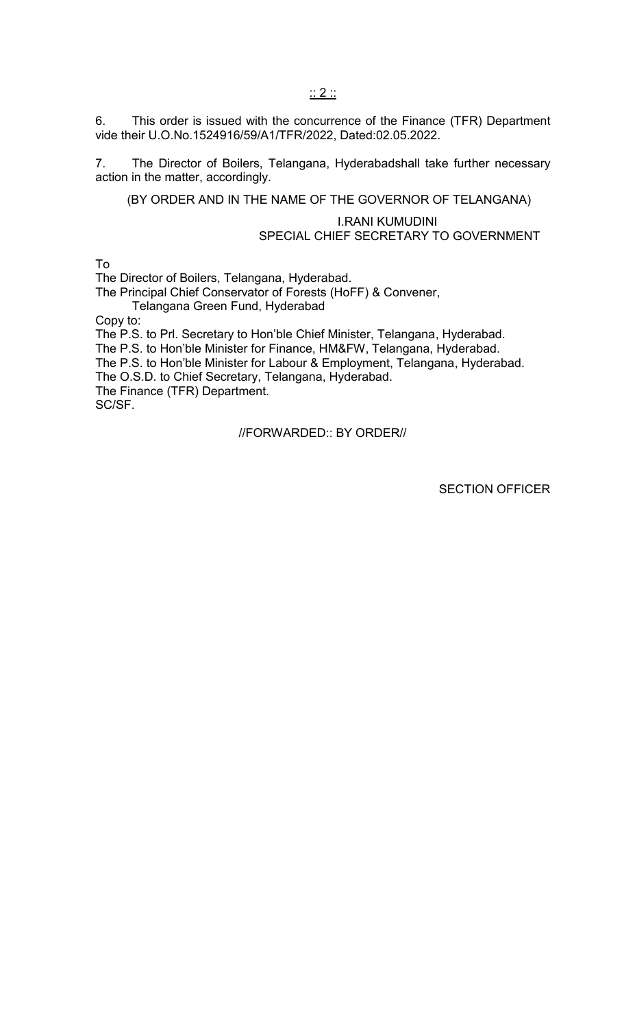6. This order is issued with the concurrence of the Finance (TFR) Department vide their U.O.No.1524916/59/A1/TFR/2022, Dated:02.05.2022.

7. The Director of Boilers, Telangana, Hyderabadshall take further necessary action in the matter, accordingly.

(BY ORDER AND IN THE NAME OF THE GOVERNOR OF TELANGANA)

I.RANI KUMUDINI
SPECIAL CHIEF SECRETARY TO GOVERNMENT

To
The Director of Boilers, Telangana, Hyderabad.
The Principal Chief Conservator of Forests (HoFF) & Convener,
Telangana Green Fund, Hyderabad
Copy to:
The P.S. to Prl. Secretary to Hon'ble Chief Minister, Telangana, Hyderabad.
The P.S. to Hon'ble Minister for Finance, HM&FW, Telangana, Hyderabad.
The P.S. to Hon'ble Minister for Labour & Employment, Telangana, Hyderabad.
The O.S.D. to Chief Secretary, Telangana, Hyderabad.
The Finance (TFR) Department.
SC/SF.

//FORWARDED:: BY ORDER//

SECTION OFFICER